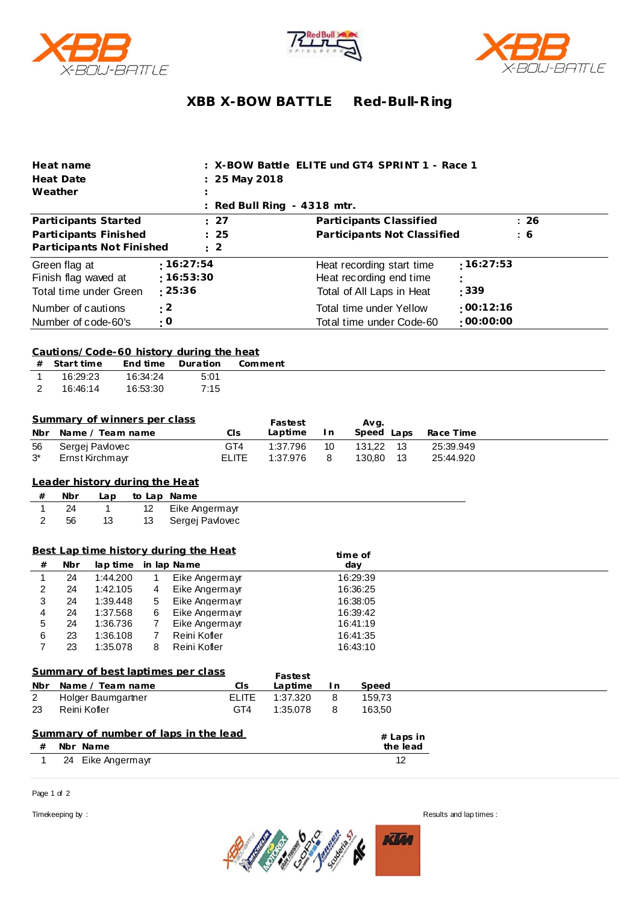# XBB X-BOW BATTLE Red-Bull-Ring

| | |
|---|---|
| **Heat name** | **: X-BOW Battle ELITE und GT4 SPRINT 1 - Race 1** |
| **Heat Date** | **: 25 May 2018** |
| **Weather** | **:** |
| | **: Red Bull Ring - 4318 mtr.** |

| | | | |
|---|---|---|---|
| **Participants Started** | **: 27** | **Participants Classified** | **: 26** |
| **Participants Finished** | **: 25** | **Participants Not Classified** | **: 6** |
| **Participants Not Finished** | **: 2** | | |

| | | | |
|---|---|---|---|
| Green flag at | **: 16:27:54** | Heat recording start time | **: 16:27:53** |
| Finish flag waved at | **: 16:53:30** | Heat recording end time | **:** |
| Total time under Green | **: 25:36** | Total of All Laps in Heat | **: 339** |
| Number of cautions | **: 2** | Total time under Yellow | **: 00:12:16** |
| Number of code-60's | **: 0** | Total time under Code-60 | **: 00:00:00** |

## Cautions/Code-60 history during the heat

| # | Start time | End time | Duration | Comment |
|---|---|---|---|---|
| 1 | 16:29:23 | 16:34:24 | 5:01 | |
| 2 | 16:46:14 | 16:53:30 | 7:15 | |

## Summary of winners per class

| Nbr | Name / Team name | Cls | Fastest Laptime | In | Avg. Speed | Laps | Race Time |
|---|---|---|---|---|---|---|---|
| 56 | Sergej Pavlovec | GT4 | 1:37.796 | 10 | 131,22 | 13 | 25:39.949 |
| 3* | Ernst Kirchmayr | ELITE | 1:37.976 | 8 | 130,80 | 13 | 25:44.920 |

## Leader history during the Heat

| # | Nbr | Lap | to Lap | Name |
|---|---|---|---|---|
| 1 | 24 | 1 | 12 | Eike Angermayr |
| 2 | 56 | 13 | 13 | Sergej Pavlovec |

## Best Lap time history during the Heat

| # | Nbr | lap time | in lap | Name | time of day |
|---|---|---|---|---|---|
| 1 | 24 | 1:44.200 | 1 | Eike Angermayr | 16:29:39 |
| 2 | 24 | 1:42.105 | 4 | Eike Angermayr | 16:36:25 |
| 3 | 24 | 1:39.448 | 5 | Eike Angermayr | 16:38:05 |
| 4 | 24 | 1:37.568 | 6 | Eike Angermayr | 16:39:42 |
| 5 | 24 | 1:36.736 | 7 | Eike Angermayr | 16:41:19 |
| 6 | 23 | 1:36.108 | 7 | Reini Kofler | 16:41:35 |
| 7 | 23 | 1:35.078 | 8 | Reini Kofler | 16:43:10 |

## Summary of best laptimes per class

| Nbr | Name / Team name | Cls | Fastest Laptime | In | Speed |
|---|---|---|---|---|---|
| 2 | Holger Baumgartner | ELITE | 1:37.320 | 8 | 159,73 |
| 23 | Reini Kofler | GT4 | 1:35.078 | 8 | 163,50 |

## Summary of number of laps in the lead

| # | Nbr | Name | # Laps in the lead |
|---|---|---|---|
| 1 | 24 | Eike Angermayr | 12 |

Timekeeping by :

Results and lap times :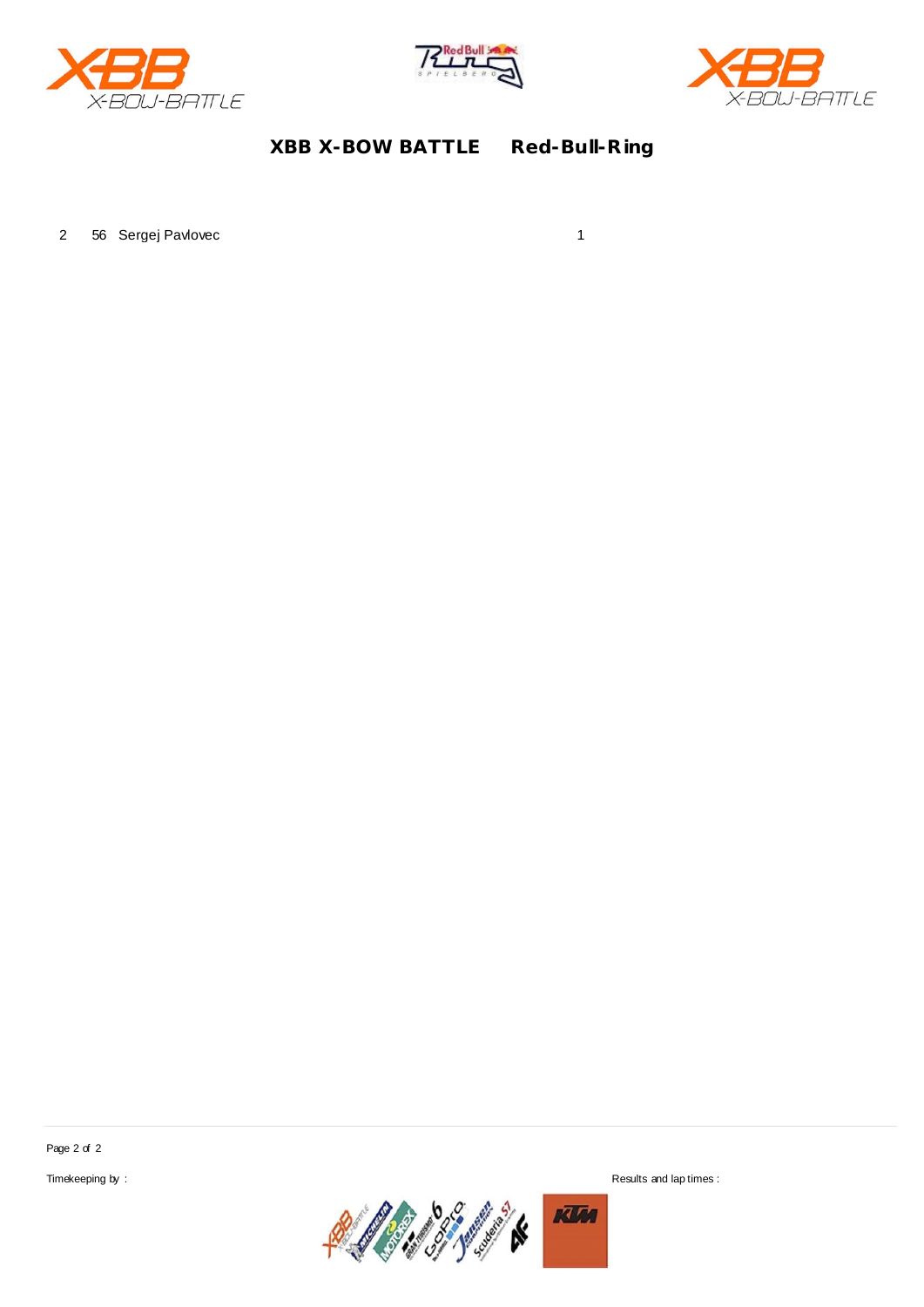## XBB X-BOW BATTLE Red-Bull-Ring

| | | | |
|---|---|---|---|
| 2 | 56 | Sergej Pavlovec | 1 |

Timekeeping by :

Results and lap times :